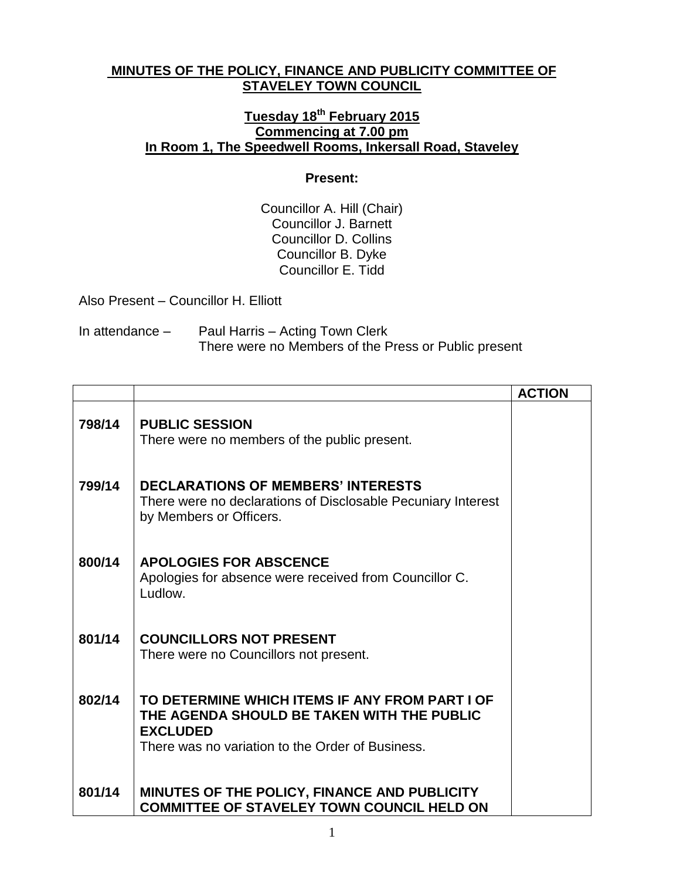**MINUTES OF THE POLICY, FINANCE AND PUBLICITY COMMITTEE OF STAVELEY TOWN COUNCIL**

**Tuesday 18th February 2015**
**Commencing at 7.00 pm**
**In Room 1, The Speedwell Rooms, Inkersall Road, Staveley**

**Present:**

Councillor A. Hill (Chair)
Councillor J. Barnett
Councillor D. Collins
Councillor B. Dyke
Councillor E. Tidd

Also Present – Councillor H. Elliott

In attendance – Paul Harris – Acting Town Clerk
There were no Members of the Press or Public present

| | | ACTION |
|---|---|---|
| 798/14 | **PUBLIC SESSION**<br>There were no members of the public present. | |
| 799/14 | **DECLARATIONS OF MEMBERS' INTERESTS**<br>There were no declarations of Disclosable Pecuniary Interest by Members or Officers. | |
| 800/14 | **APOLOGIES FOR ABSCENCE**<br>Apologies for absence were received from Councillor C. Ludlow. | |
| 801/14 | **COUNCILLORS NOT PRESENT**<br>There were no Councillors not present. | |
| 802/14 | **TO DETERMINE WHICH ITEMS IF ANY FROM PART I OF THE AGENDA SHOULD BE TAKEN WITH THE PUBLIC EXCLUDED**<br>There was no variation to the Order of Business. | |
| 801/14 | **MINUTES OF THE POLICY, FINANCE AND PUBLICITY COMMITTEE OF STAVELEY TOWN COUNCIL HELD ON** | |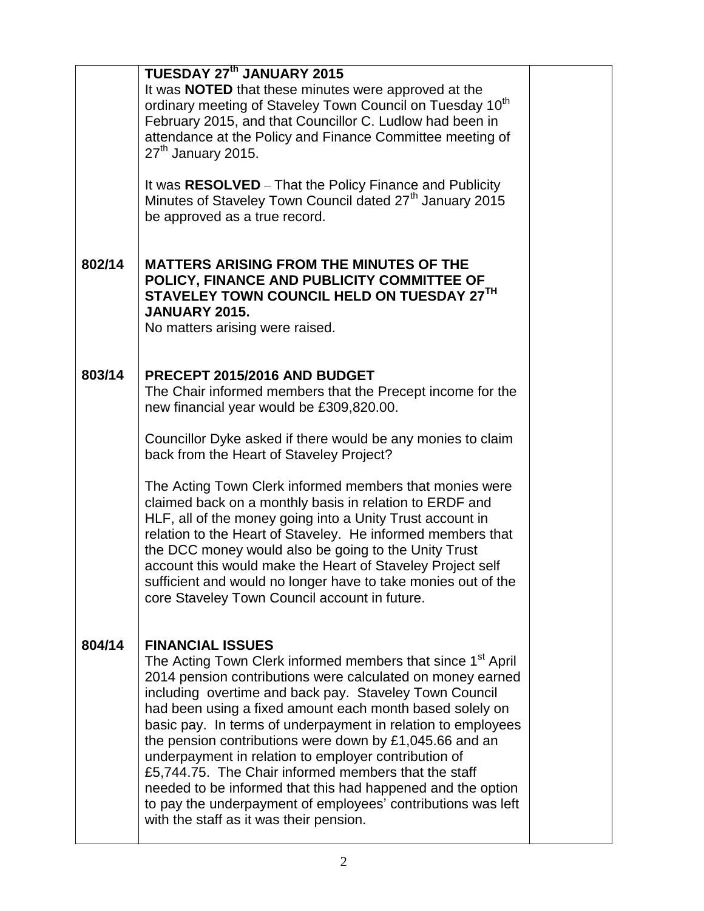| | | |
|---|---|---|
| | **TUESDAY 27th JANUARY 2015**<br>It was **NOTED** that these minutes were approved at the ordinary meeting of Staveley Town Council on Tuesday 10th February 2015, and that Councillor C. Ludlow had been in attendance at the Policy and Finance Committee meeting of 27th January 2015.<br><br>It was **RESOLVED** – That the Policy Finance and Publicity Minutes of Staveley Town Council dated 27th January 2015 be approved as a true record. | |
| **802/14** | **MATTERS ARISING FROM THE MINUTES OF THE POLICY, FINANCE AND PUBLICITY COMMITTEE OF STAVELEY TOWN COUNCIL HELD ON TUESDAY 27TH JANUARY 2015.**<br>No matters arising were raised. | |
| **803/14** | **PRECEPT 2015/2016 AND BUDGET**<br>The Chair informed members that the Precept income for the new financial year would be £309,820.00.<br><br>Councillor Dyke asked if there would be any monies to claim back from the Heart of Staveley Project?<br><br>The Acting Town Clerk informed members that monies were claimed back on a monthly basis in relation to ERDF and HLF, all of the money going into a Unity Trust account in relation to the Heart of Staveley. He informed members that the DCC money would also be going to the Unity Trust account this would make the Heart of Staveley Project self sufficient and would no longer have to take monies out of the core Staveley Town Council account in future. | |
| **804/14** | **FINANCIAL ISSUES**<br>The Acting Town Clerk informed members that since 1st April 2014 pension contributions were calculated on money earned including overtime and back pay. Staveley Town Council had been using a fixed amount each month based solely on basic pay. In terms of underpayment in relation to employees the pension contributions were down by £1,045.66 and an underpayment in relation to employer contribution of £5,744.75. The Chair informed members that the staff needed to be informed that this had happened and the option to pay the underpayment of employees' contributions was left with the staff as it was their pension. | |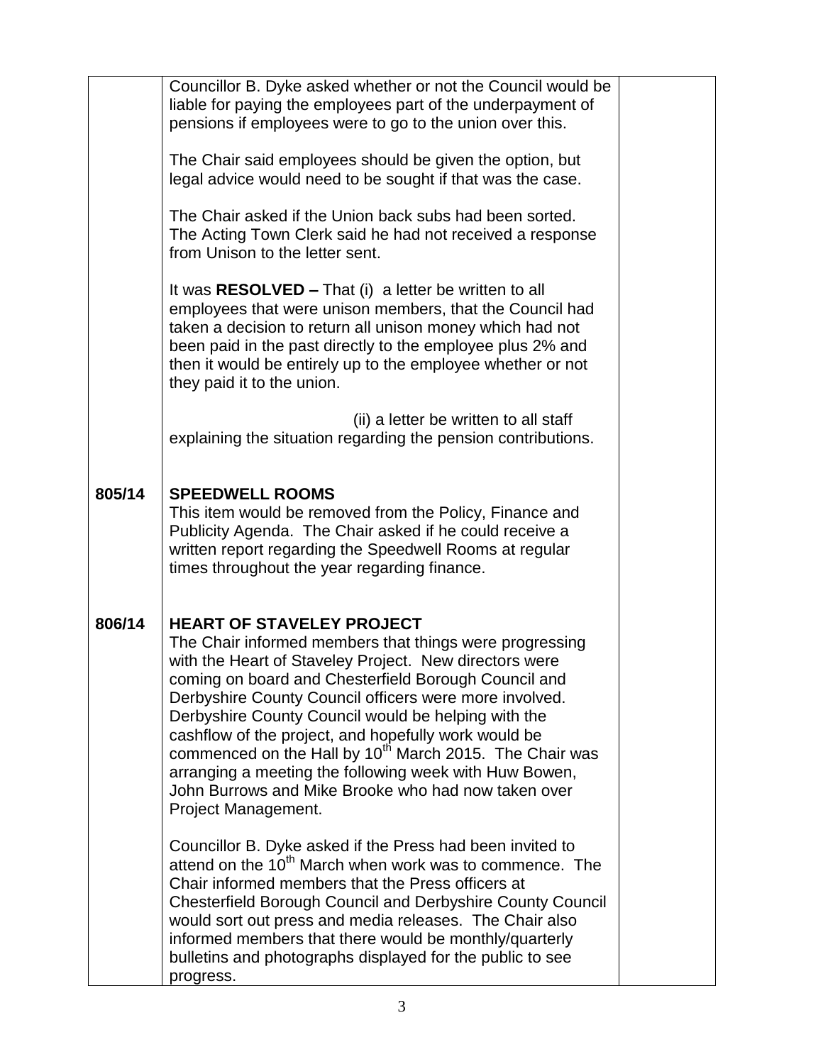|  |  |  |
|---|---|---|
|  | Councillor B. Dyke asked whether or not the Council would be liable for paying the employees part of the underpayment of pensions if employees were to go to the union over this.<br><br>The Chair said employees should be given the option, but legal advice would need to be sought if that was the case.<br><br>The Chair asked if the Union back subs had been sorted. The Acting Town Clerk said he had not received a response from Unison to the letter sent.<br><br>It was **RESOLVED –** That (i) a letter be written to all employees that were unison members, that the Council had taken a decision to return all unison money which had not been paid in the past directly to the employee plus 2% and then it would be entirely up to the employee whether or not they paid it to the union.<br><br>(ii) a letter be written to all staff explaining the situation regarding the pension contributions. |  |
| **805/14** | **SPEEDWELL ROOMS**<br>This item would be removed from the Policy, Finance and Publicity Agenda. The Chair asked if he could receive a written report regarding the Speedwell Rooms at regular times throughout the year regarding finance. |  |
| **806/14** | **HEART OF STAVELEY PROJECT**<br>The Chair informed members that things were progressing with the Heart of Staveley Project. New directors were coming on board and Chesterfield Borough Council and Derbyshire County Council officers were more involved. Derbyshire County Council would be helping with the cashflow of the project, and hopefully work would be commenced on the Hall by 10th March 2015. The Chair was arranging a meeting the following week with Huw Bowen, John Burrows and Mike Brooke who had now taken over Project Management.<br><br>Councillor B. Dyke asked if the Press had been invited to attend on the 10th March when work was to commence. The Chair informed members that the Press officers at Chesterfield Borough Council and Derbyshire County Council would sort out press and media releases. The Chair also informed members that there would be monthly/quarterly bulletins and photographs displayed for the public to see progress. |  |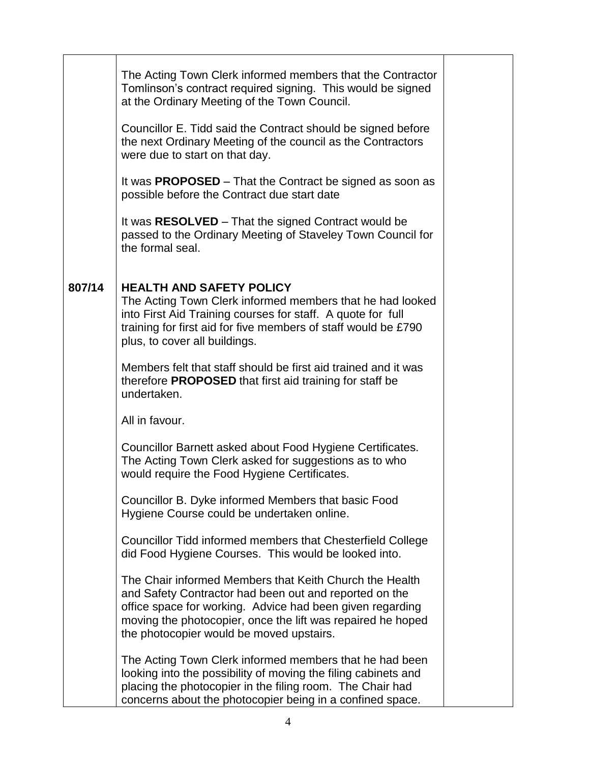| | | |
|---|---|---|
| | The Acting Town Clerk informed members that the Contractor Tomlinson's contract required signing. This would be signed at the Ordinary Meeting of the Town Council.<br><br>Councillor E. Tidd said the Contract should be signed before the next Ordinary Meeting of the council as the Contractors were due to start on that day.<br><br>It was **PROPOSED** – That the Contract be signed as soon as possible before the Contract due start date<br><br>It was **RESOLVED** – That the signed Contract would be passed to the Ordinary Meeting of Staveley Town Council for the formal seal. | |
| **807/14** | **HEALTH AND SAFETY POLICY**<br>The Acting Town Clerk informed members that he had looked into First Aid Training courses for staff. A quote for full training for first aid for five members of staff would be £790 plus, to cover all buildings.<br><br>Members felt that staff should be first aid trained and it was therefore **PROPOSED** that first aid training for staff be undertaken.<br><br>All in favour.<br><br>Councillor Barnett asked about Food Hygiene Certificates. The Acting Town Clerk asked for suggestions as to who would require the Food Hygiene Certificates.<br><br>Councillor B. Dyke informed Members that basic Food Hygiene Course could be undertaken online.<br><br>Councillor Tidd informed members that Chesterfield College did Food Hygiene Courses. This would be looked into.<br><br>The Chair informed Members that Keith Church the Health and Safety Contractor had been out and reported on the office space for working. Advice had been given regarding moving the photocopier, once the lift was repaired he hoped the photocopier would be moved upstairs.<br><br>The Acting Town Clerk informed members that he had been looking into the possibility of moving the filing cabinets and placing the photocopier in the filing room. The Chair had concerns about the photocopier being in a confined space. | |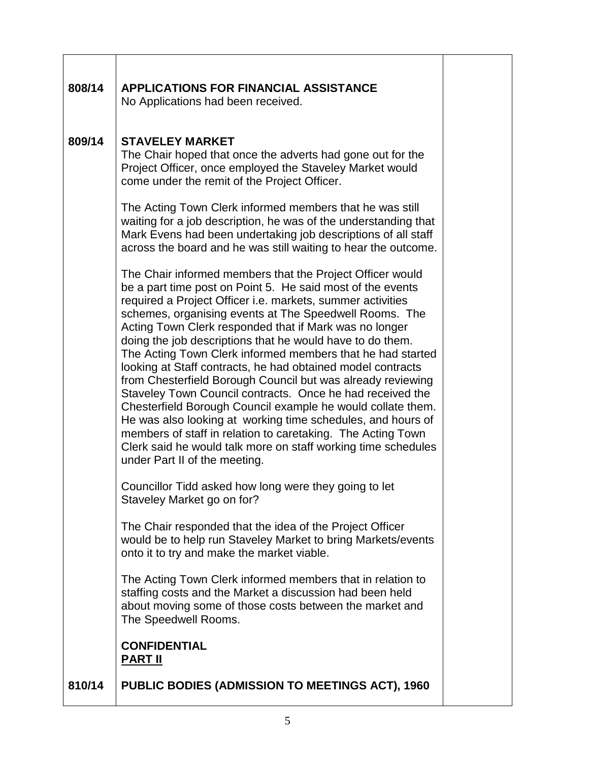| | | |
|---|---|---|
| **808/14** | **APPLICATIONS FOR FINANCIAL ASSISTANCE**<br>No Applications had been received. | |
| **809/14** | **STAVELEY MARKET**<br>The Chair hoped that once the adverts had gone out for the Project Officer, once employed the Staveley Market would come under the remit of the Project Officer.<br><br>The Acting Town Clerk informed members that he was still waiting for a job description, he was of the understanding that Mark Evens had been undertaking job descriptions of all staff across the board and he was still waiting to hear the outcome.<br><br>The Chair informed members that the Project Officer would be a part time post on Point 5. He said most of the events required a Project Officer i.e. markets, summer activities schemes, organising events at The Speedwell Rooms. The Acting Town Clerk responded that if Mark was no longer doing the job descriptions that he would have to do them. The Acting Town Clerk informed members that he had started looking at Staff contracts, he had obtained model contracts from Chesterfield Borough Council but was already reviewing Staveley Town Council contracts. Once he had received the Chesterfield Borough Council example he would collate them. He was also looking at working time schedules, and hours of members of staff in relation to caretaking. The Acting Town Clerk said he would talk more on staff working time schedules under Part II of the meeting.<br><br>Councillor Tidd asked how long were they going to let Staveley Market go on for?<br><br>The Chair responded that the idea of the Project Officer would be to help run Staveley Market to bring Markets/events onto it to try and make the market viable.<br><br>The Acting Town Clerk informed members that in relation to staffing costs and the Market a discussion had been held about moving some of those costs between the market and The Speedwell Rooms.<br><br>**CONFIDENTIAL**<br>**PART II** | |
| **810/14** | **PUBLIC BODIES (ADMISSION TO MEETINGS ACT), 1960** | |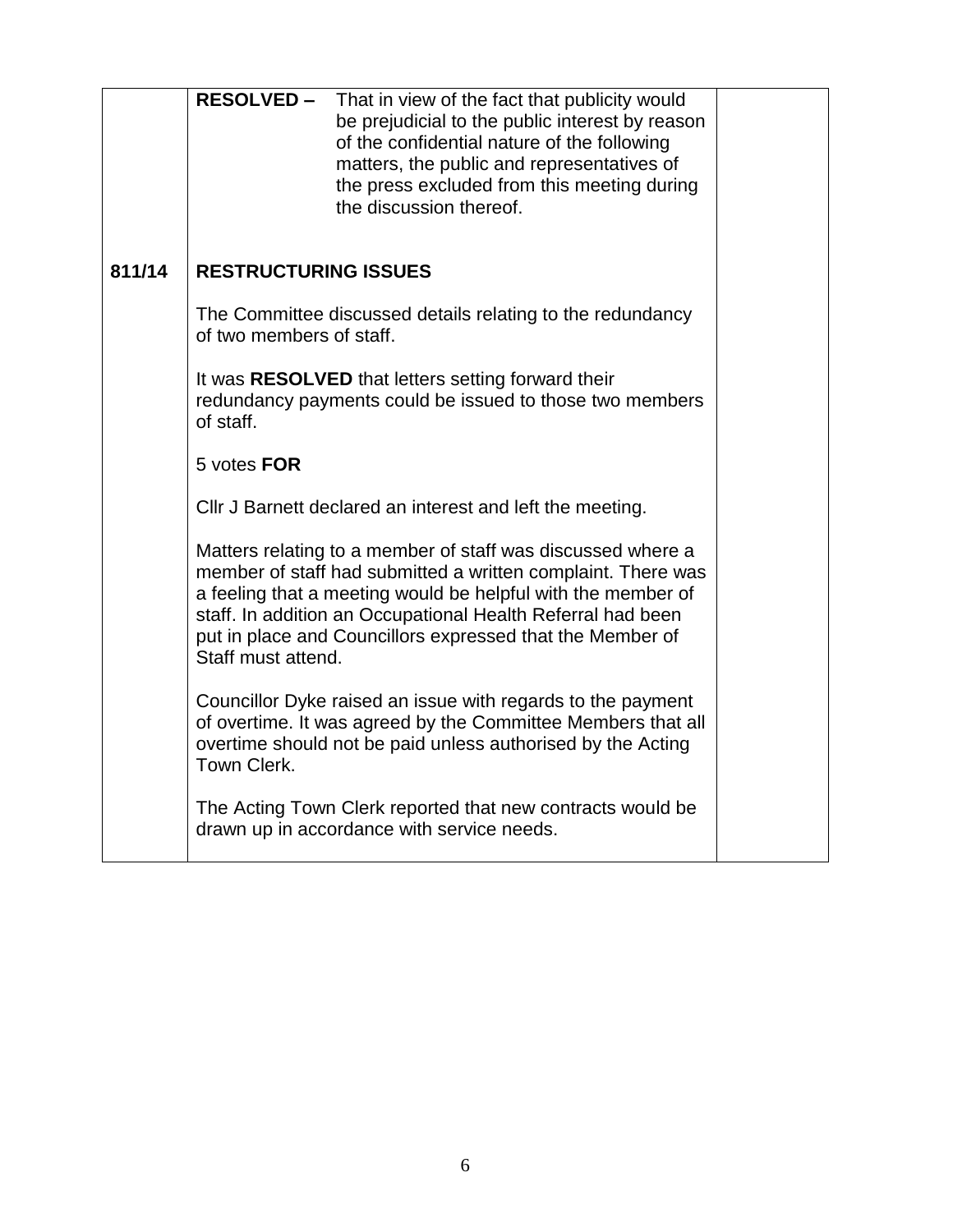| | | |
|---|---|---|
| | **RESOLVED –** That in view of the fact that publicity would be prejudicial to the public interest by reason of the confidential nature of the following matters, the public and representatives of the press excluded from this meeting during the discussion thereof. | |
| **811/14** | **RESTRUCTURING ISSUES**<br><br>The Committee discussed details relating to the redundancy of two members of staff.<br><br>It was **RESOLVED** that letters setting forward their redundancy payments could be issued to those two members of staff.<br><br>5 votes **FOR**<br><br>Cllr J Barnett declared an interest and left the meeting.<br><br>Matters relating to a member of staff was discussed where a member of staff had submitted a written complaint. There was a feeling that a meeting would be helpful with the member of staff. In addition an Occupational Health Referral had been put in place and Councillors expressed that the Member of Staff must attend.<br><br>Councillor Dyke raised an issue with regards to the payment of overtime. It was agreed by the Committee Members that all overtime should not be paid unless authorised by the Acting Town Clerk.<br><br>The Acting Town Clerk reported that new contracts would be drawn up in accordance with service needs. | |